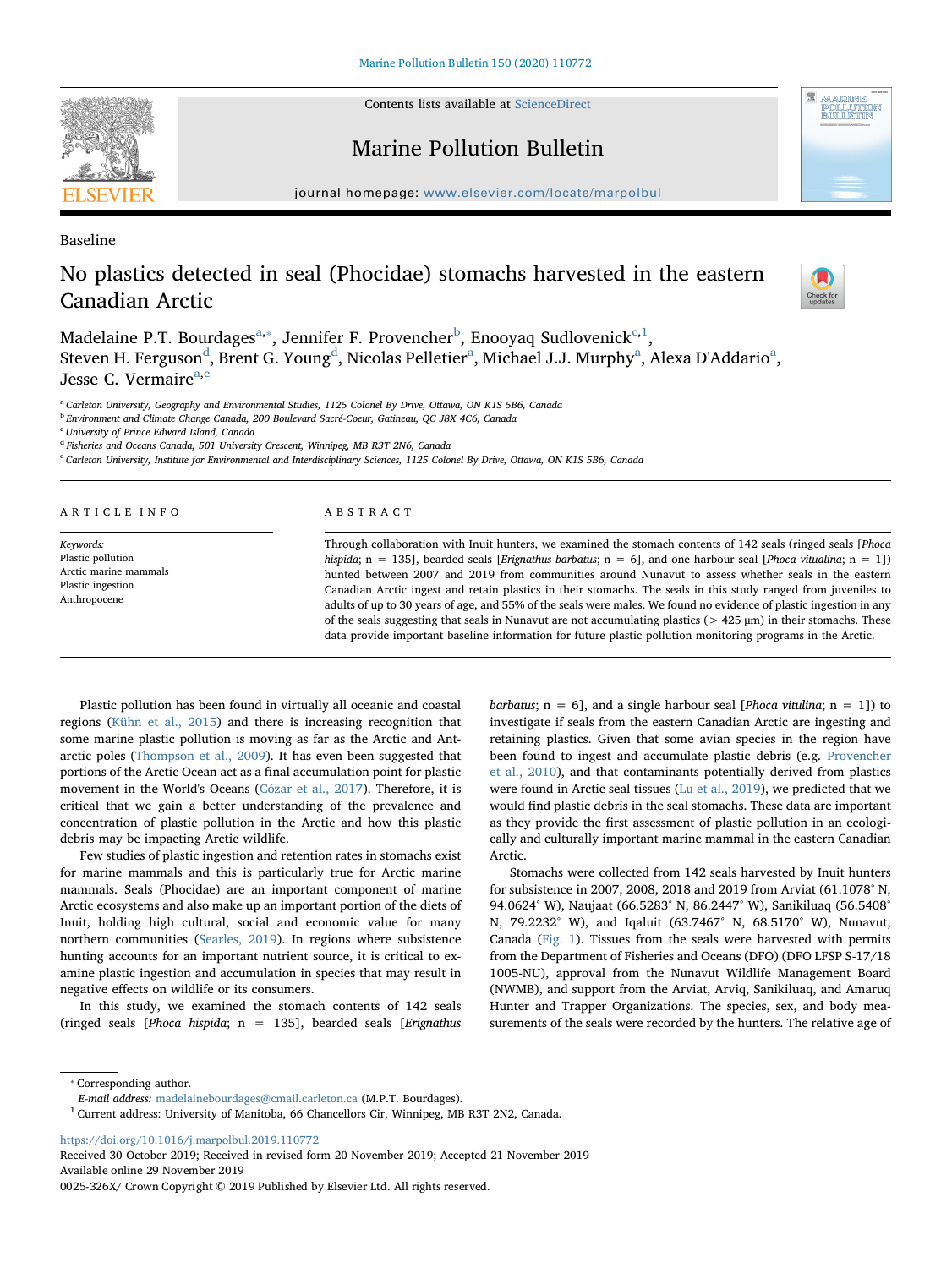Baseline

# No plastics detected in seal (Phocidae) stomachs harvested in the eastern Canadian Arctic

Madelaine P.T. Bourdages[a,*], Jennifer F. Provencher[b], Enooyaq Sudlovenick[c,1], Steven H. Ferguson[d], Brent G. Young[d], Nicolas Pelletier[a], Michael J.J. Murphy[a], Alexa D'Addario[a], Jesse C. Vermaire[a,e]

[a] Carleton University, Geography and Environmental Studies, 1125 Colonel By Drive, Ottawa, ON K1S 5B6, Canada
[b] Environment and Climate Change Canada, 200 Boulevard Sacré-Coeur, Gatineau, QC J8X 4C6, Canada
[c] University of Prince Edward Island, Canada
[d] Fisheries and Oceans Canada, 501 University Crescent, Winnipeg, MB R3T 2N6, Canada
[e] Carleton University, Institute for Environmental and Interdisciplinary Sciences, 1125 Colonel By Drive, Ottawa, ON K1S 5B6, Canada

## ARTICLE INFO

*Keywords:*
Plastic pollution
Arctic marine mammals
Plastic ingestion
Anthropocene

## ABSTRACT

Through collaboration with Inuit hunters, we examined the stomach contents of 142 seals (ringed seals [*Phoca hispida*; n = 135], bearded seals [*Erignathus barbatus*; n = 6], and one harbour seal [*Phoca vitualina*; n = 1]) hunted between 2007 and 2019 from communities around Nunavut to assess whether seals in the eastern Canadian Arctic ingest and retain plastics in their stomachs. The seals in this study ranged from juveniles to adults of up to 30 years of age, and 55% of the seals were males. We found no evidence of plastic ingestion in any of the seals suggesting that seals in Nunavut are not accumulating plastics (> 425 μm) in their stomachs. These data provide important baseline information for future plastic pollution monitoring programs in the Arctic.

Plastic pollution has been found in virtually all oceanic and coastal regions (Kühn et al., 2015) and there is increasing recognition that some marine plastic pollution is moving as far as the Arctic and Antarctic poles (Thompson et al., 2009). It has even been suggested that portions of the Arctic Ocean act as a final accumulation point for plastic movement in the World's Oceans (Cózar et al., 2017). Therefore, it is critical that we gain a better understanding of the prevalence and concentration of plastic pollution in the Arctic and how this plastic debris may be impacting Arctic wildlife.

Few studies of plastic ingestion and retention rates in stomachs exist for marine mammals and this is particularly true for Arctic marine mammals. Seals (Phocidae) are an important component of marine Arctic ecosystems and also make up an important portion of the diets of Inuit, holding high cultural, social and economic value for many northern communities (Searles, 2019). In regions where subsistence hunting accounts for an important nutrient source, it is critical to examine plastic ingestion and accumulation in species that may result in negative effects on wildlife or its consumers.

In this study, we examined the stomach contents of 142 seals (ringed seals [*Phoca hispida*; n = 135], bearded seals [*Erignathus barbatus*; n = 6], and a single harbour seal [*Phoca vitulina*; n = 1]) to investigate if seals from the eastern Canadian Arctic are ingesting and retaining plastics. Given that some avian species in the region have been found to ingest and accumulate plastic debris (e.g. Provencher et al., 2010), and that contaminants potentially derived from plastics were found in Arctic seal tissues (Lu et al., 2019), we predicted that we would find plastic debris in the seal stomachs. These data are important as they provide the first assessment of plastic pollution in an ecologically and culturally important marine mammal in the eastern Canadian Arctic.

Stomachs were collected from 142 seals harvested by Inuit hunters for subsistence in 2007, 2008, 2018 and 2019 from Arviat (61.1078° N, 94.0624° W), Naujaat (66.5283° N, 86.2447° W), Sanikiluaq (56.5408° N, 79.2232° W), and Iqaluit (63.7467° N, 68.5170° W), Nunavut, Canada (Fig. 1). Tissues from the seals were harvested with permits from the Department of Fisheries and Oceans (DFO) (DFO LFSP S-17/18 1005-NU), approval from the Nunavut Wildlife Management Board (NWMB), and support from the Arviat, Arviq, Sanikiluaq, and Amaruq Hunter and Trapper Organizations. The species, sex, and body measurements of the seals were recorded by the hunters. The relative age of

* Corresponding author.
*E-mail address:* madelainebourdages@cmail.carleton.ca (M.P.T. Bourdages).
[1] Current address: University of Manitoba, 66 Chancellors Cir, Winnipeg, MB R3T 2N2, Canada.

https://doi.org/10.1016/j.marpolbul.2019.110772
Received 30 October 2019; Received in revised form 20 November 2019; Accepted 21 November 2019
Available online 29 November 2019
0025-326X/ Crown Copyright © 2019 Published by Elsevier Ltd. All rights reserved.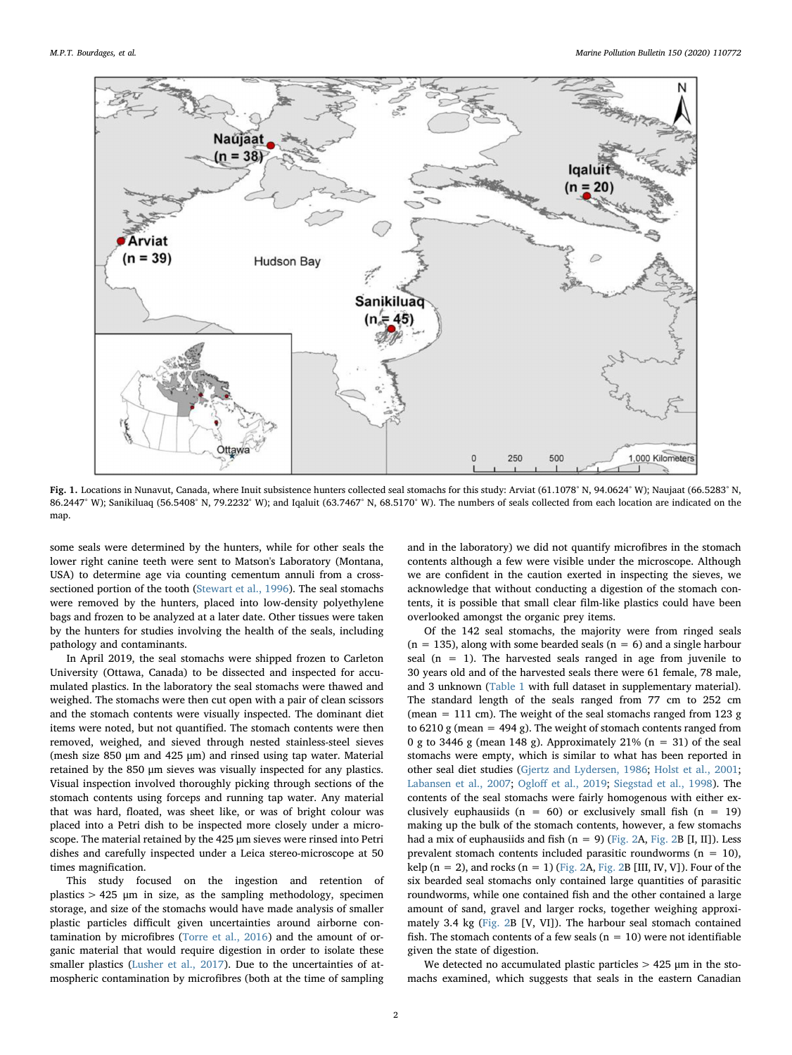Fig. 1. Locations in Nunavut, Canada, where Inuit subsistence hunters collected seal stomachs for this study: Arviat (61.1078° N, 94.0624° W); Naujaat (66.5283° N, 86.2447° W); Sanikiluaq (56.5408° N, 79.2232° W); and Iqaluit (63.7467° N, 68.5170° W). The numbers of seals collected from each location are indicated on the map.

some seals were determined by the hunters, while for other seals the lower right canine teeth were sent to Matson's Laboratory (Montana, USA) to determine age via counting cementum annuli from a cross-sectioned portion of the tooth (Stewart et al., 1996). The seal stomachs were removed by the hunters, placed into low-density polyethylene bags and frozen to be analyzed at a later date. Other tissues were taken by the hunters for studies involving the health of the seals, including pathology and contaminants.

In April 2019, the seal stomachs were shipped frozen to Carleton University (Ottawa, Canada) to be dissected and inspected for accumulated plastics. In the laboratory the seal stomachs were thawed and weighed. The stomachs were then cut open with a pair of clean scissors and the stomach contents were visually inspected. The dominant diet items were noted, but not quantified. The stomach contents were then removed, weighed, and sieved through nested stainless-steel sieves (mesh size 850 µm and 425 µm) and rinsed using tap water. Material retained by the 850 µm sieves was visually inspected for any plastics. Visual inspection involved thoroughly picking through sections of the stomach contents using forceps and running tap water. Any material that was hard, floated, was sheet like, or was of bright colour was placed into a Petri dish to be inspected more closely under a microscope. The material retained by the 425 µm sieves were rinsed into Petri dishes and carefully inspected under a Leica stereo-microscope at 50 times magnification.

This study focused on the ingestion and retention of plastics > 425 µm in size, as the sampling methodology, specimen storage, and size of the stomachs would have made analysis of smaller plastic particles difficult given uncertainties around airborne contamination by microfibres (Torre et al., 2016) and the amount of organic material that would require digestion in order to isolate these smaller plastics (Lusher et al., 2017). Due to the uncertainties of atmospheric contamination by microfibres (both at the time of sampling and in the laboratory) we did not quantify microfibres in the stomach contents although a few were visible under the microscope. Although we are confident in the caution exerted in inspecting the sieves, we acknowledge that without conducting a digestion of the stomach contents, it is possible that small clear film-like plastics could have been overlooked amongst the organic prey items.

Of the 142 seal stomachs, the majority were from ringed seals (n = 135), along with some bearded seals (n = 6) and a single harbour seal (n = 1). The harvested seals ranged in age from juvenile to 30 years old and of the harvested seals there were 61 female, 78 male, and 3 unknown (Table 1 with full dataset in supplementary material). The standard length of the seals ranged from 77 cm to 252 cm (mean = 111 cm). The weight of the seal stomachs ranged from 123 g to 6210 g (mean = 494 g). The weight of stomach contents ranged from 0 g to 3446 g (mean 148 g). Approximately 21% (n = 31) of the seal stomachs were empty, which is similar to what has been reported in other seal diet studies (Gjertz and Lydersen, 1986; Holst et al., 2001; Labansen et al., 2007; Ogloff et al., 2019; Siegstad et al., 1998). The contents of the seal stomachs were fairly homogenous with either exclusively euphausiids (n = 60) or exclusively small fish (n = 19) making up the bulk of the stomach contents, however, a few stomachs had a mix of euphausiids and fish (n = 9) (Fig. 2A, Fig. 2B [I, II]). Less prevalent stomach contents included parasitic roundworms (n = 10), kelp (n = 2), and rocks (n = 1) (Fig. 2A, Fig. 2B [III, IV, V]). Four of the six bearded seal stomachs only contained large quantities of parasitic roundworms, while one contained fish and the other contained a large amount of sand, gravel and larger rocks, together weighing approximately 3.4 kg (Fig. 2B [V, VI]). The harbour seal stomach contained fish. The stomach contents of a few seals (n = 10) were not identifiable given the state of digestion.

We detected no accumulated plastic particles > 425 µm in the stomachs examined, which suggests that seals in the eastern Canadian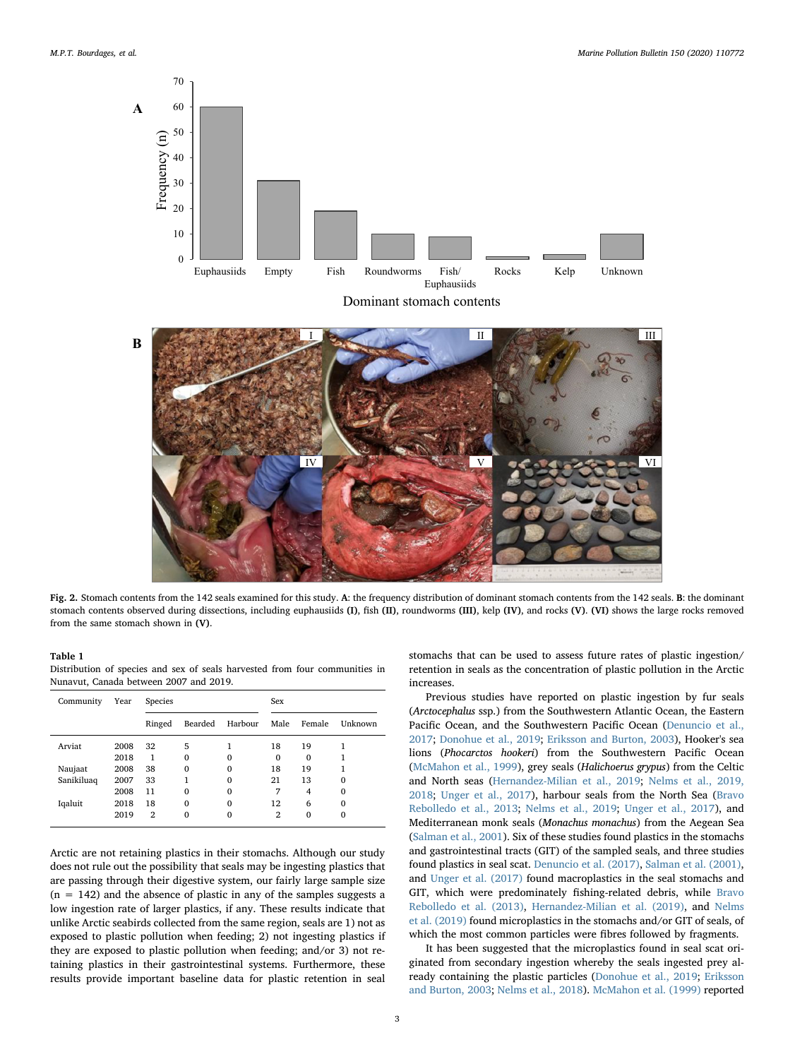Fig. 2. Stomach contents from the 142 seals examined for this study. **A**: the frequency distribution of dominant stomach contents from the 142 seals. **B**: the dominant stomach contents observed during dissections, including euphausiids **(I)**, fish **(II)**, roundworms **(III)**, kelp **(IV)**, and rocks **(V)**. **(VI)** shows the large rocks removed from the same stomach shown in **(V)**.

**Table 1**
Distribution of species and sex of seals harvested from four communities in Nunavut, Canada between 2007 and 2019.

| Community | Year | Species | | | Sex | | |
|---|---|---|---|---|---|---|---|
| | | Ringed | Bearded | Harbour | Male | Female | Unknown |
| Arviat | 2008 | 32 | 5 | 1 | 18 | 19 | 1 |
| | 2018 | 1 | 0 | 0 | 0 | 0 | 1 |
| Naujaat | 2008 | 38 | 0 | 0 | 18 | 19 | 1 |
| Sanikiluaq | 2007 | 33 | 1 | 0 | 21 | 13 | 0 |
| | 2008 | 11 | 0 | 0 | 7 | 4 | 0 |
| Iqaluit | 2018 | 18 | 0 | 0 | 12 | 6 | 0 |
| | 2019 | 2 | 0 | 0 | 2 | 0 | 0 |

Arctic are not retaining plastics in their stomachs. Although our study does not rule out the possibility that seals may be ingesting plastics that are passing through their digestive system, our fairly large sample size (n = 142) and the absence of plastic in any of the samples suggests a low ingestion rate of larger plastics, if any. These results indicate that unlike Arctic seabirds collected from the same region, seals are 1) not as exposed to plastic pollution when feeding; 2) not ingesting plastics if they are exposed to plastic pollution when feeding; and/or 3) not retaining plastics in their gastrointestinal systems. Furthermore, these results provide important baseline data for plastic retention in seal stomachs that can be used to assess future rates of plastic ingestion/retention in seals as the concentration of plastic pollution in the Arctic increases.

Previous studies have reported on plastic ingestion by fur seals (*Arctocephalus* ssp.) from the Southwestern Atlantic Ocean, the Eastern Pacific Ocean, and the Southwestern Pacific Ocean (Denuncio et al., 2017; Donohue et al., 2019; Eriksson and Burton, 2003), Hooker's sea lions (*Phocarctos hookeri*) from the Southwestern Pacific Ocean (McMahon et al., 1999), grey seals (*Halichoerus grypus*) from the Celtic and North seas (Hernandez-Milian et al., 2019; Nelms et al., 2019, 2018; Unger et al., 2017), harbour seals from the North Sea (Bravo Rebolledo et al., 2013; Nelms et al., 2019; Unger et al., 2017), and Mediterranean monk seals (*Monachus monachus*) from the Aegean Sea (Salman et al., 2001). Six of these studies found plastics in the stomachs and gastrointestinal tracts (GIT) of the sampled seals, and three studies found plastics in seal scat. Denuncio et al. (2017), Salman et al. (2001), and Unger et al. (2017) found macroplastics in the seal stomachs and GIT, which were predominately fishing-related debris, while Bravo Rebolledo et al. (2013), Hernandez-Milian et al. (2019), and Nelms et al. (2019) found microplastics in the stomachs and/or GIT of seals, of which the most common particles were fibres followed by fragments.

It has been suggested that the microplastics found in seal scat originated from secondary ingestion whereby the seals ingested prey already containing the plastic particles (Donohue et al., 2019; Eriksson and Burton, 2003; Nelms et al., 2018). McMahon et al. (1999) reported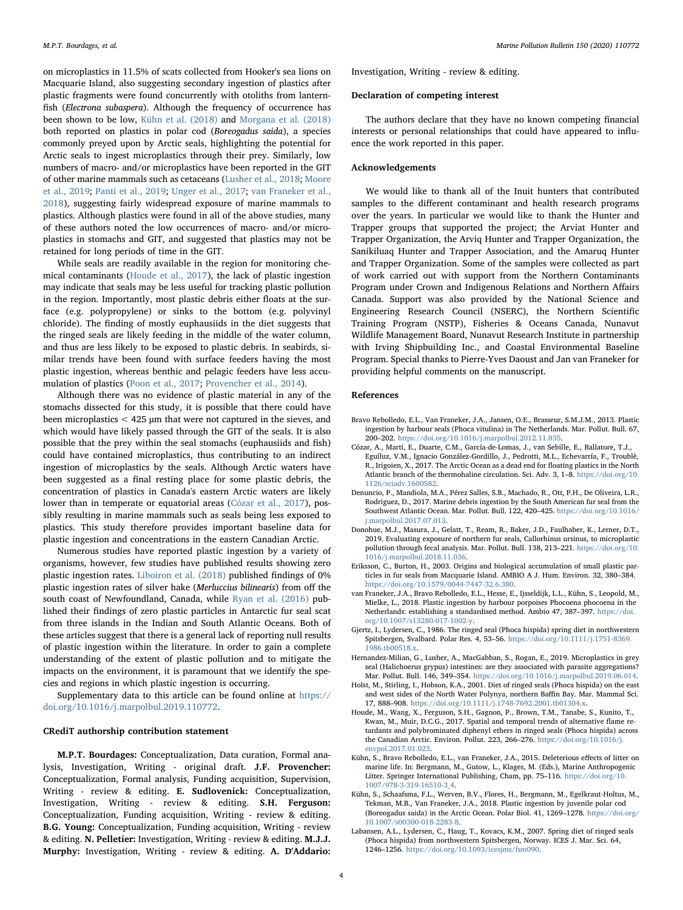on microplastics in 11.5% of scats collected from Hooker's sea lions on Macquarie Island, also suggesting secondary ingestion of plastics after plastic fragments were found concurrently with otoliths from lanternfish (*Electrona subaspera*). Although the frequency of occurrence has been shown to be low, Kühn et al. (2018) and Morgana et al. (2018) both reported on plastics in polar cod (*Boreogadus saida*), a species commonly preyed upon by Arctic seals, highlighting the potential for Arctic seals to ingest microplastics through their prey. Similarly, low numbers of macro- and/or microplastics have been reported in the GIT of other marine mammals such as cetaceans (Lusher et al., 2018; Moore et al., 2019; Panti et al., 2019; Unger et al., 2017; van Franeker et al., 2018), suggesting fairly widespread exposure of marine mammals to plastics. Although plastics were found in all of the above studies, many of these authors noted the low occurrences of macro- and/or microplastics in stomachs and GIT, and suggested that plastics may not be retained for long periods of time in the GIT.

While seals are readily available in the region for monitoring chemical contaminants (Houde et al., 2017), the lack of plastic ingestion may indicate that seals may be less useful for tracking plastic pollution in the region. Importantly, most plastic debris either floats at the surface (e.g. polypropylene) or sinks to the bottom (e.g. polyvinyl chloride). The finding of mostly euphausiids in the diet suggests that the ringed seals are likely feeding in the middle of the water column, and thus are less likely to be exposed to plastic debris. In seabirds, similar trends have been found with surface feeders having the most plastic ingestion, whereas benthic and pelagic feeders have less accumulation of plastics (Poon et al., 2017; Provencher et al., 2014).

Although there was no evidence of plastic material in any of the stomachs dissected for this study, it is possible that there could have been microplastics < 425 μm that were not captured in the sieves, and which would have likely passed through the GIT of the seals. It is also possible that the prey within the seal stomachs (euphausiids and fish) could have contained microplastics, thus contributing to an indirect ingestion of microplastics by the seals. Although Arctic waters have been suggested as a final resting place for some plastic debris, the concentration of plastics in Canada's eastern Arctic waters are likely lower than in temperate or equatorial areas (Cózar et al., 2017), possibly resulting in marine mammals such as seals being less exposed to plastics. This study therefore provides important baseline data for plastic ingestion and concentrations in the eastern Canadian Arctic.

Numerous studies have reported plastic ingestion by a variety of organisms, however, few studies have published results showing zero plastic ingestion rates. Liboiron et al. (2018) published findings of 0% plastic ingestion rates of silver hake (*Merluccius bilinearis*) from off the south coast of Newfoundland, Canada, while Ryan et al. (2016) published their findings of zero plastic particles in Antarctic fur seal scat from three islands in the Indian and South Atlantic Oceans. Both of these articles suggest that there is a general lack of reporting null results of plastic ingestion within the literature. In order to gain a complete understanding of the extent of plastic pollution and to mitigate the impacts on the environment, it is paramount that we identify the species and regions in which plastic ingestion is occurring.

Supplementary data to this article can be found online at https://doi.org/10.1016/j.marpolbul.2019.110772.

## CRediT authorship contribution statement

**M.P.T. Bourdages:** Conceptualization, Data curation, Formal analysis, Investigation, Writing - original draft. **J.F. Provencher:** Conceptualization, Formal analysis, Funding acquisition, Supervision, Writing - review & editing. **E. Sudlovenick:** Conceptualization, Investigation, Writing - review & editing. **S.H. Ferguson:** Conceptualization, Funding acquisition, Writing - review & editing. **B.G. Young:** Conceptualization, Funding acquisition, Writing - review & editing. **N. Pelletier:** Investigation, Writing - review & editing. **M.J.J. Murphy:** Investigation, Writing - review & editing. **A. D'Addario:** Investigation, Writing - review & editing.

## Declaration of competing interest

The authors declare that they have no known competing financial interests or personal relationships that could have appeared to influence the work reported in this paper.

## Acknowledgements

We would like to thank all of the Inuit hunters that contributed samples to the different contaminant and health research programs over the years. In particular we would like to thank the Hunter and Trapper groups that supported the project; the Arviat Hunter and Trapper Organization, the Arviq Hunter and Trapper Organization, the Sanikiluaq Hunter and Trapper Association, and the Amaruq Hunter and Trapper Organization. Some of the samples were collected as part of work carried out with support from the Northern Contaminants Program under Crown and Indigenous Relations and Northern Affairs Canada. Support was also provided by the National Science and Engineering Research Council (NSERC), the Northern Scientific Training Program (NSTP), Fisheries & Oceans Canada, Nunavut Wildlife Management Board, Nunavut Research Institute in partnership with Irving Shipbuilding Inc., and Coastal Environmental Baseline Program. Special thanks to Pierre-Yves Daoust and Jan van Franeker for providing helpful comments on the manuscript.

## References

Bravo Rebolledo, E.L., Van Franeker, J.A., Jansen, O.E., Brasseur, S.M.J.M., 2013. Plastic ingestion by harbour seals (Phoca vitulina) in The Netherlands. Mar. Pollut. Bull. 67, 200–202. https://doi.org/10.1016/j.marpolbul.2012.11.035.

Cózar, A., Martí, E., Duarte, C.M., García-de-Lomas, J., van Sebille, E., Ballatore, T.J., Eguíluz, V.M., Ignacio González-Gordillo, J., Pedrotti, M.L., Echevarría, F., Troublè, R., Irigoien, X., 2017. The Arctic Ocean as a dead end for floating plastics in the North Atlantic branch of the thermohaline circulation. Sci. Adv. 3, 1–8. https://doi.org/10.1126/sciadv.1600582.

Denuncio, P., Mandiola, M.A., Pérez Salles, S.B., Machado, R., Ott, P.H., De Oliveira, L.R., Rodriguez, D., 2017. Marine debris ingestion by the South American fur seal from the Southwest Atlantic Ocean. Mar. Pollut. Bull. 122, 420–425. https://doi.org/10.1016/j.marpolbul.2017.07.013.

Donohue, M.J., Masura, J., Gelatt, T., Ream, R., Baker, J.D., Faulhaber, K., Lerner, D.T., 2019. Evaluating exposure of northern fur seals, Callorhinus ursinus, to microplastic pollution through fecal analysis. Mar. Pollut. Bull. 138, 213–221. https://doi.org/10.1016/j.marpolbul.2018.11.036.

Eriksson, C., Burton, H., 2003. Origins and biological accumulation of small plastic particles in fur seals from Macquarie Island. AMBIO A J. Hum. Environ. 32, 380–384. https://doi.org/10.1579/0044-7447-32.6.380.

van Franeker, J.A., Bravo Rebolledo, E.L., Hesse, E., Ijsseldijk, L.L., Kühn, S., Leopold, M., Mielke, L., 2018. Plastic ingestion by harbour porpoises Phocoena phocoena in the Netherlands: establishing a standardised method. Ambio 47, 387–397. https://doi.org/10.1007/s13280-017-1002-y.

Gjertz, I., Lydersen, C., 1986. The ringed seal (Phoca hispida) spring diet in northwestern Spitsbergen, Svalbard. Polar Res. 4, 53–56. https://doi.org/10.1111/j.1751-8369.1986.tb00518.x.

Hernandez-Milian, G., Lusher, A., MacGabban, S., Rogan, E., 2019. Microplastics in grey seal (Halichoerus grypus) intestines: are they associated with parasite aggregations? Mar. Pollut. Bull. 146, 349–354. https://doi.org/10.1016/j.marpolbul.2019.06.014.

Holst, M., Stirling, I., Hobson, K.A., 2001. Diet of ringed seals (Phoca hispida) on the east and west sides of the North Water Polynya, northern Baffin Bay. Mar. Mammal Sci. 17, 888–908. https://doi.org/10.1111/j.1748-7692.2001.tb01304.x.

Houde, M., Wang, X., Ferguson, S.H., Gagnon, P., Brown, T.M., Tanabe, S., Kunito, T., Kwan, M., Muir, D.C.G., 2017. Spatial and temporal trends of alternative flame retardants and polybrominated diphenyl ethers in ringed seals (Phoca hispida) across the Canadian Arctic. Environ. Pollut. 223, 266–276. https://doi.org/10.1016/j.envpol.2017.01.023.

Kühn, S., Bravo Rebolledo, E.L., van Franeker, J.A., 2015. Deleterious effects of litter on marine life. In: Bergmann, M., Gutow, L., Klages, M. (Eds.), Marine Anthropogenic Litter. Springer International Publishing, Cham, pp. 75–116. https://doi.org/10.1007/978-3-319-16510-3_4.

Kühn, S., Schaafsma, F.L., Werven, B.V., Flores, H., Bergmann, M., Egelkraut-Holtus, M., Tekman, M.B., Van Franeker, J.A., 2018. Plastic ingestion by juvenile polar cod (Boreogadus saida) in the Arctic Ocean. Polar Biol. 41, 1269–1278. https://doi.org/10.1007/s00300-018-2283-8.

Labansen, A.L., Lydersen, C., Haug, T., Kovacs, K.M., 2007. Spring diet of ringed seals (Phoca hispida) from northwestern Spitsbergen, Norway. ICES J. Mar. Sci. 64, 1246–1256. https://doi.org/10.1093/icesjms/fsm090.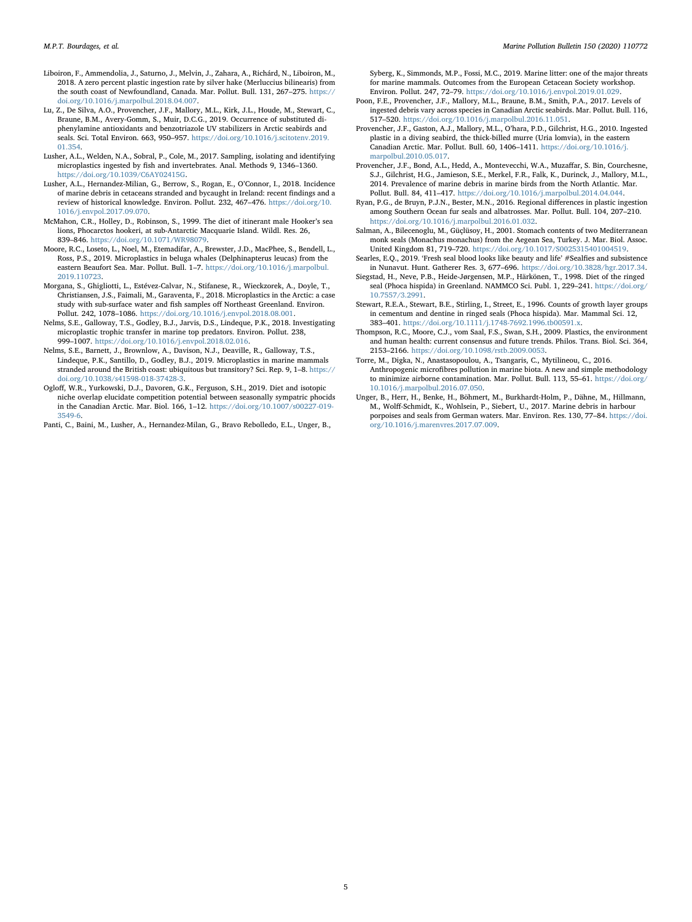Liboiron, F., Ammendolia, J., Saturno, J., Melvin, J., Zahara, A., Richárd, N., Liboiron, M., 2018. A zero percent plastic ingestion rate by silver hake (Merluccius bilinearis) from the south coast of Newfoundland, Canada. Mar. Pollut. Bull. 131, 267–275. https://doi.org/10.1016/j.marpolbul.2018.04.007.

Lu, Z., De Silva, A.O., Provencher, J.F., Mallory, M.L., Kirk, J.L., Houde, M., Stewart, C., Braune, B.M., Avery-Gomm, S., Muir, D.C.G., 2019. Occurrence of substituted diphenylamine antioxidants and benzotriazole UV stabilizers in Arctic seabirds and seals. Sci. Total Environ. 663, 950–957. https://doi.org/10.1016/j.scitotenv.2019.01.354.

Lusher, A.L., Welden, N.A., Sobral, P., Cole, M., 2017. Sampling, isolating and identifying microplastics ingested by fish and invertebrates. Anal. Methods 9, 1346–1360. https://doi.org/10.1039/C6AY02415G.

Lusher, A.L., Hernandez-Milian, G., Berrow, S., Rogan, E., O'Connor, I., 2018. Incidence of marine debris in cetaceans stranded and bycaught in Ireland: recent findings and a review of historical knowledge. Environ. Pollut. 232, 467–476. https://doi.org/10.1016/j.envpol.2017.09.070.

McMahon, C.R., Holley, D., Robinson, S., 1999. The diet of itinerant male Hooker's sea lions, Phocarctos hookeri, at sub-Antarctic Macquarie Island. Wildl. Res. 26, 839–846. https://doi.org/10.1071/WR98079.

Moore, R.C., Loseto, L., Noel, M., Etemadifar, A., Brewster, J.D., MacPhee, S., Bendell, L., Ross, P.S., 2019. Microplastics in beluga whales (Delphinapterus leucas) from the eastern Beaufort Sea. Mar. Pollut. Bull. 1–7. https://doi.org/10.1016/j.marpolbul.2019.110723.

Morgana, S., Ghigliotti, L., Estévez-Calvar, N., Stifanese, R., Wieckzorek, A., Doyle, T., Christiansen, J.S., Faimali, M., Garaventa, F., 2018. Microplastics in the Arctic: a case study with sub-surface water and fish samples off Northeast Greenland. Environ. Pollut. 242, 1078–1086. https://doi.org/10.1016/j.envpol.2018.08.001.

Nelms, S.E., Galloway, T.S., Godley, B.J., Jarvis, D.S., Lindeque, P.K., 2018. Investigating microplastic trophic transfer in marine top predators. Environ. Pollut. 238, 999–1007. https://doi.org/10.1016/j.envpol.2018.02.016.

Nelms, S.E., Barnett, J., Brownlow, A., Davison, N.J., Deaville, R., Galloway, T.S., Lindeque, P.K., Santillo, D., Godley, B.J., 2019. Microplastics in marine mammals stranded around the British coast: ubiquitous but transitory? Sci. Rep. 9, 1–8. https://doi.org/10.1038/s41598-018-37428-3.

Ogloff, W.R., Yurkowski, D.J., Davoren, G.K., Ferguson, S.H., 2019. Diet and isotopic niche overlap elucidate competition potential between seasonally sympatric phocids in the Canadian Arctic. Mar. Biol. 166, 1–12. https://doi.org/10.1007/s00227-019-3549-6.

Panti, C., Baini, M., Lusher, A., Hernandez-Milan, G., Bravo Rebolledo, E.L., Unger, B., Syberg, K., Simmonds, M.P., Fossi, M.C., 2019. Marine litter: one of the major threats for marine mammals. Outcomes from the European Cetacean Society workshop. Environ. Pollut. 247, 72–79. https://doi.org/10.1016/j.envpol.2019.01.029.

Poon, F.E., Provencher, J.F., Mallory, M.L., Braune, B.M., Smith, P.A., 2017. Levels of ingested debris vary across species in Canadian Arctic seabirds. Mar. Pollut. Bull. 116, 517–520. https://doi.org/10.1016/j.marpolbul.2016.11.051.

Provencher, J.F., Gaston, A.J., Mallory, M.L., O'hara, P.D., Gilchrist, H.G., 2010. Ingested plastic in a diving seabird, the thick-billed murre (Uria lomvia), in the eastern Canadian Arctic. Mar. Pollut. Bull. 60, 1406–1411. https://doi.org/10.1016/j.marpolbul.2010.05.017.

Provencher, J.F., Bond, A.L., Hedd, A., Montevecchi, W.A., Muzaffar, S. Bin, Courchesne, S.J., Gilchrist, H.G., Jamieson, S.E., Merkel, F.R., Falk, K., Durinck, J., Mallory, M.L., 2014. Prevalence of marine debris in marine birds from the North Atlantic. Mar. Pollut. Bull. 84, 411–417. https://doi.org/10.1016/j.marpolbul.2014.04.044.

Ryan, P.G., de Bruyn, P.J.N., Bester, M.N., 2016. Regional differences in plastic ingestion among Southern Ocean fur seals and albatrosses. Mar. Pollut. Bull. 104, 207–210. https://doi.org/10.1016/j.marpolbul.2016.01.032.

Salman, A., Bilecenoglu, M., Güçlüsoy, H., 2001. Stomach contents of two Mediterranean monk seals (Monachus monachus) from the Aegean Sea, Turkey. J. Mar. Biol. Assoc. United Kingdom 81, 719–720. https://doi.org/10.1017/S0025315401004519.

Searles, E.Q., 2019. 'Fresh seal blood looks like beauty and life' #Sealfies and subsistence in Nunavut. Hunt. Gatherer Res. 3, 677–696. https://doi.org/10.3828/hgr.2017.34.

Siegstad, H., Neve, P.B., Heide-Jørgensen, M.P., Härkönen, T., 1998. Diet of the ringed seal (Phoca hispida) in Greenland. NAMMCO Sci. Publ. 1, 229–241. https://doi.org/10.7557/3.2991.

Stewart, R.E.A., Stewart, B.E., Stirling, I., Street, E., 1996. Counts of growth layer groups in cementum and dentine in ringed seals (Phoca hispida). Mar. Mammal Sci. 12, 383–401. https://doi.org/10.1111/j.1748-7692.1996.tb00591.x.

Thompson, R.C., Moore, C.J., vom Saal, F.S., Swan, S.H., 2009. Plastics, the environment and human health: current consensus and future trends. Philos. Trans. Biol. Sci. 364, 2153–2166. https://doi.org/10.1098/rstb.2009.0053.

Torre, M., Digka, N., Anastasopoulou, A., Tsangaris, C., Mytilineou, C., 2016. Anthropogenic microfibres pollution in marine biota. A new and simple methodology to minimize airborne contamination. Mar. Pollut. Bull. 113, 55–61. https://doi.org/10.1016/j.marpolbul.2016.07.050.

Unger, B., Herr, H., Benke, H., Böhmert, M., Burkhardt-Holm, P., Dähne, M., Hillmann, M., Wolff-Schmidt, K., Wohlsein, P., Siebert, U., 2017. Marine debris in harbour porpoises and seals from German waters. Mar. Environ. Res. 130, 77–84. https://doi.org/10.1016/j.marenvres.2017.07.009.